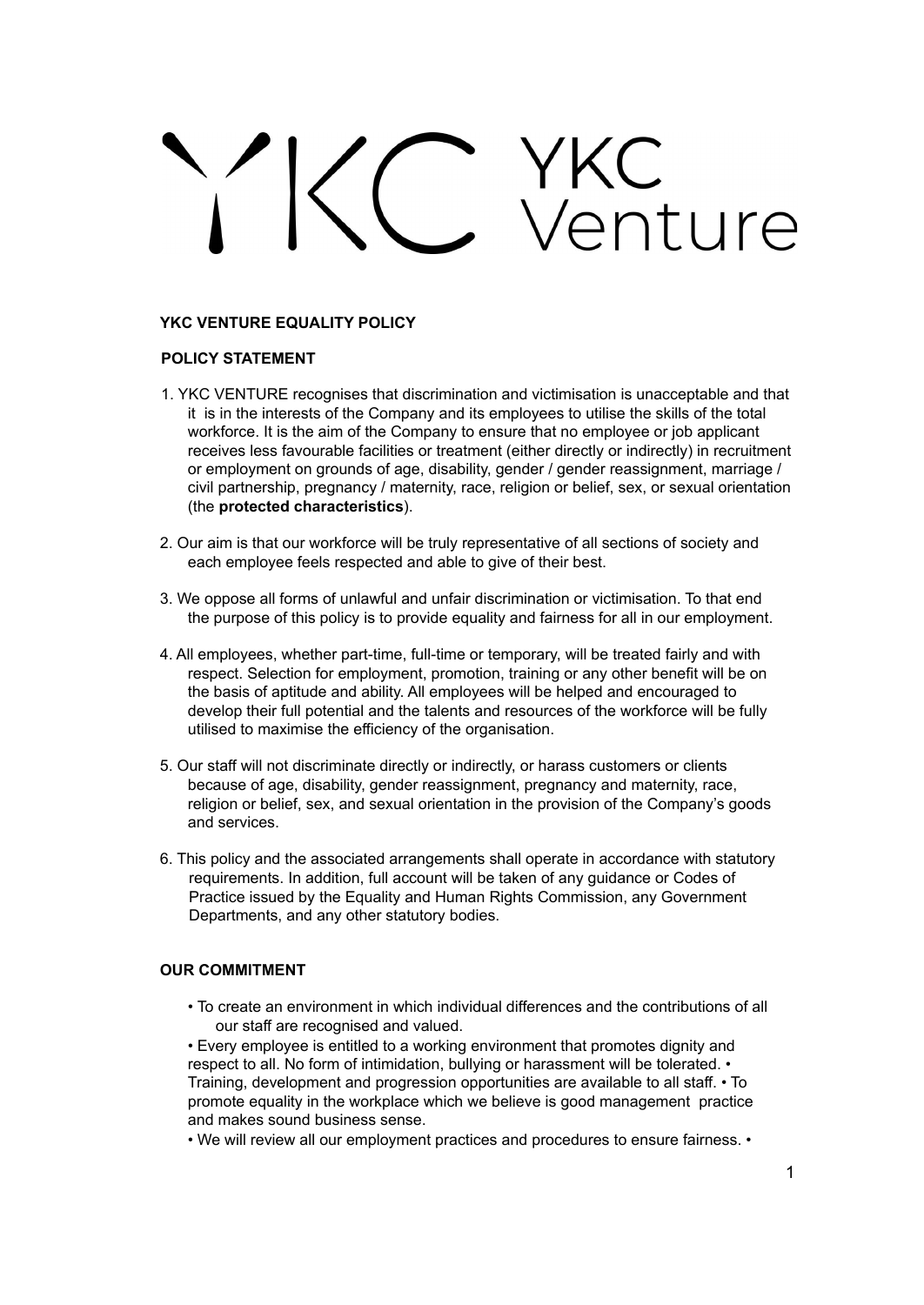# YKC Venture

**YKC VENTURE EQUALITY POLICY**

**POLICY STATEMENT**

1. YKC VENTURE recognises that discrimination and victimisation is unacceptable and that it is in the interests of the Company and its employees to utilise the skills of the total workforce. It is the aim of the Company to ensure that no employee or job applicant receives less favourable facilities or treatment (either directly or indirectly) in recruitment or employment on grounds of age, disability, gender / gender reassignment, marriage / civil partnership, pregnancy / maternity, race, religion or belief, sex, or sexual orientation (the **protected characteristics**).

2. Our aim is that our workforce will be truly representative of all sections of society and each employee feels respected and able to give of their best.

3. We oppose all forms of unlawful and unfair discrimination or victimisation. To that end the purpose of this policy is to provide equality and fairness for all in our employment.

4. All employees, whether part-time, full-time or temporary, will be treated fairly and with respect. Selection for employment, promotion, training or any other benefit will be on the basis of aptitude and ability. All employees will be helped and encouraged to develop their full potential and the talents and resources of the workforce will be fully utilised to maximise the efficiency of the organisation.

5. Our staff will not discriminate directly or indirectly, or harass customers or clients because of age, disability, gender reassignment, pregnancy and maternity, race, religion or belief, sex, and sexual orientation in the provision of the Company's goods and services.

6. This policy and the associated arrangements shall operate in accordance with statutory requirements. In addition, full account will be taken of any guidance or Codes of Practice issued by the Equality and Human Rights Commission, any Government Departments, and any other statutory bodies.

**OUR COMMITMENT**

- To create an environment in which individual differences and the contributions of all our staff are recognised and valued.
- Every employee is entitled to a working environment that promotes dignity and respect to all. No form of intimidation, bullying or harassment will be tolerated.
- Training, development and progression opportunities are available to all staff.
- To promote equality in the workplace which we believe is good management practice and makes sound business sense.
- We will review all our employment practices and procedures to ensure fairness.
-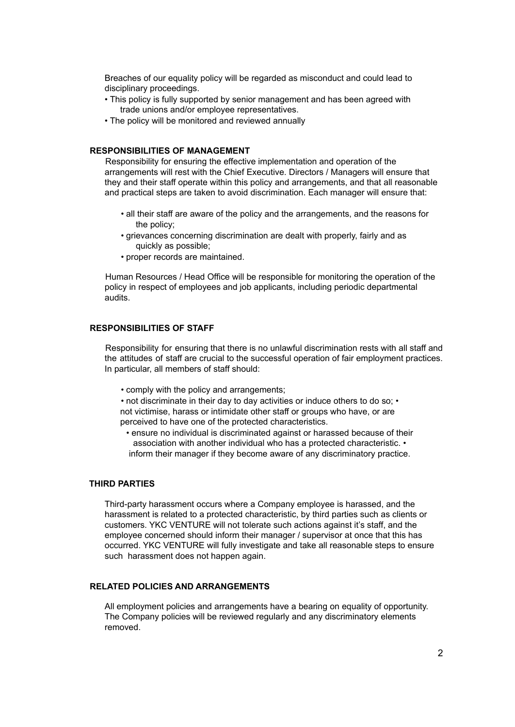Breaches of our equality policy will be regarded as misconduct and could lead to disciplinary proceedings.

- This policy is fully supported by senior management and has been agreed with trade unions and/or employee representatives.
- The policy will be monitored and reviewed annually

**RESPONSIBILITIES OF MANAGEMENT**

Responsibility for ensuring the effective implementation and operation of the arrangements will rest with the Chief Executive. Directors / Managers will ensure that they and their staff operate within this policy and arrangements, and that all reasonable and practical steps are taken to avoid discrimination. Each manager will ensure that:

- all their staff are aware of the policy and the arrangements, and the reasons for the policy;
- grievances concerning discrimination are dealt with properly, fairly and as quickly as possible;
- proper records are maintained.

Human Resources / Head Office will be responsible for monitoring the operation of the policy in respect of employees and job applicants, including periodic departmental audits.

**RESPONSIBILITIES OF STAFF**

Responsibility for ensuring that there is no unlawful discrimination rests with all staff and the attitudes of staff are crucial to the successful operation of fair employment practices. In particular, all members of staff should:

- comply with the policy and arrangements;
- not discriminate in their day to day activities or induce others to do so;
- not victimise, harass or intimidate other staff or groups who have, or are perceived to have one of the protected characteristics.
- ensure no individual is discriminated against or harassed because of their association with another individual who has a protected characteristic.
- inform their manager if they become aware of any discriminatory practice.

**THIRD PARTIES**

Third-party harassment occurs where a Company employee is harassed, and the harassment is related to a protected characteristic, by third parties such as clients or customers. YKC VENTURE will not tolerate such actions against it's staff, and the employee concerned should inform their manager / supervisor at once that this has occurred. YKC VENTURE will fully investigate and take all reasonable steps to ensure such harassment does not happen again.

**RELATED POLICIES AND ARRANGEMENTS**

All employment policies and arrangements have a bearing on equality of opportunity. The Company policies will be reviewed regularly and any discriminatory elements removed.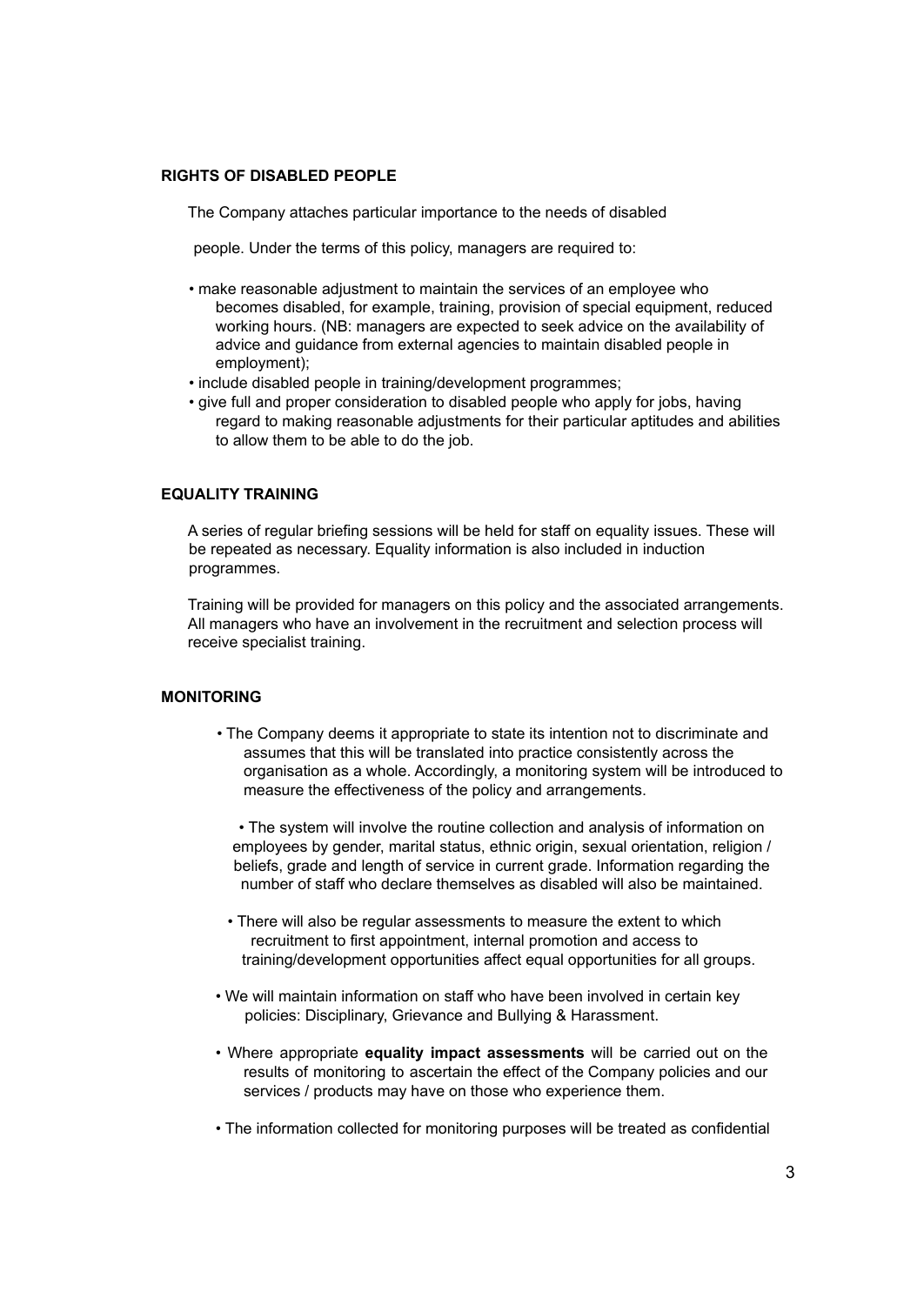## RIGHTS OF DISABLED PEOPLE

The Company attaches particular importance to the needs of disabled people. Under the terms of this policy, managers are required to:

- make reasonable adjustment to maintain the services of an employee who becomes disabled, for example, training, provision of special equipment, reduced working hours. (NB: managers are expected to seek advice on the availability of advice and guidance from external agencies to maintain disabled people in employment);
- include disabled people in training/development programmes;
- give full and proper consideration to disabled people who apply for jobs, having regard to making reasonable adjustments for their particular aptitudes and abilities to allow them to be able to do the job.

## EQUALITY TRAINING

A series of regular briefing sessions will be held for staff on equality issues. These will be repeated as necessary. Equality information is also included in induction programmes.

Training will be provided for managers on this policy and the associated arrangements. All managers who have an involvement in the recruitment and selection process will receive specialist training.

## MONITORING

- The Company deems it appropriate to state its intention not to discriminate and assumes that this will be translated into practice consistently across the organisation as a whole. Accordingly, a monitoring system will be introduced to measure the effectiveness of the policy and arrangements.
- The system will involve the routine collection and analysis of information on employees by gender, marital status, ethnic origin, sexual orientation, religion / beliefs, grade and length of service in current grade. Information regarding the number of staff who declare themselves as disabled will also be maintained.
- There will also be regular assessments to measure the extent to which recruitment to first appointment, internal promotion and access to training/development opportunities affect equal opportunities for all groups.
- We will maintain information on staff who have been involved in certain key policies: Disciplinary, Grievance and Bullying & Harassment.
- Where appropriate **equality impact assessments** will be carried out on the results of monitoring to ascertain the effect of the Company policies and our services / products may have on those who experience them.
- The information collected for monitoring purposes will be treated as confidential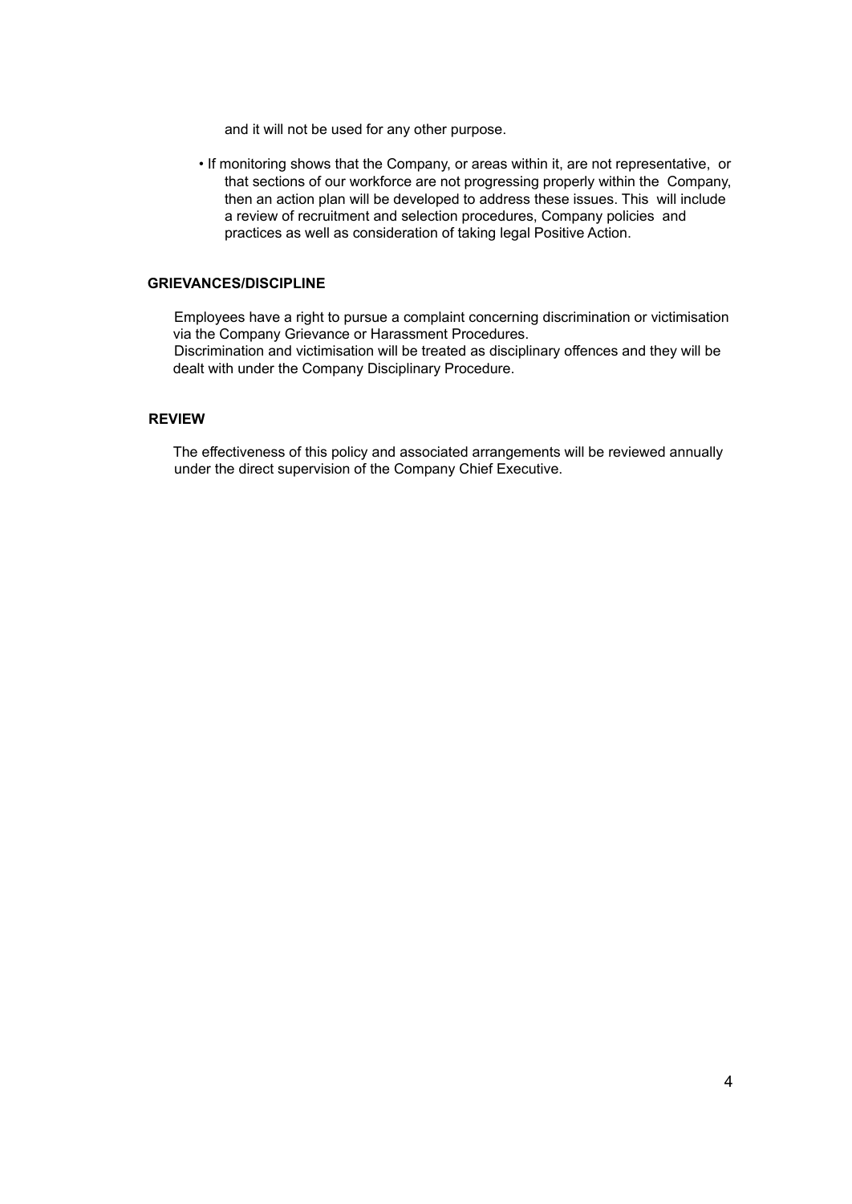and it will not be used for any other purpose.

- If monitoring shows that the Company, or areas within it, are not representative, or that sections of our workforce are not progressing properly within the Company, then an action plan will be developed to address these issues. This will include a review of recruitment and selection procedures, Company policies and practices as well as consideration of taking legal Positive Action.

## GRIEVANCES/DISCIPLINE

Employees have a right to pursue a complaint concerning discrimination or victimisation via the Company Grievance or Harassment Procedures.
Discrimination and victimisation will be treated as disciplinary offences and they will be dealt with under the Company Disciplinary Procedure.

## REVIEW

The effectiveness of this policy and associated arrangements will be reviewed annually under the direct supervision of the Company Chief Executive.